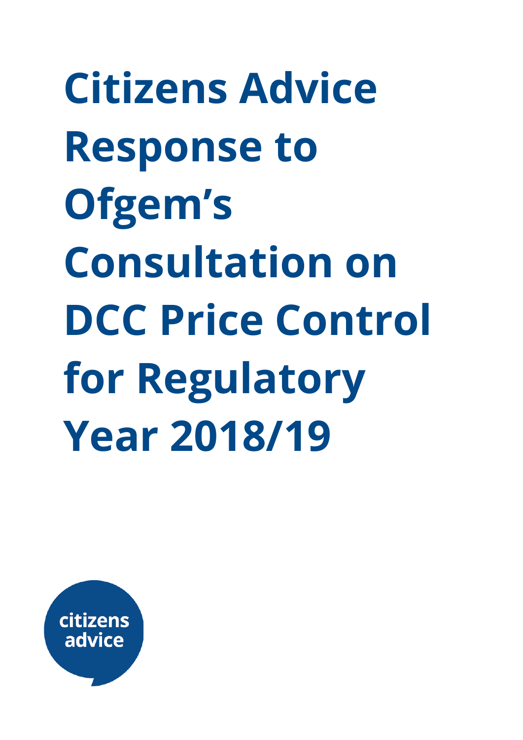# Citizens Advice Response to Ofgem's Consultation on DCC Price Control for Regulatory Year 2018/19

citizens advice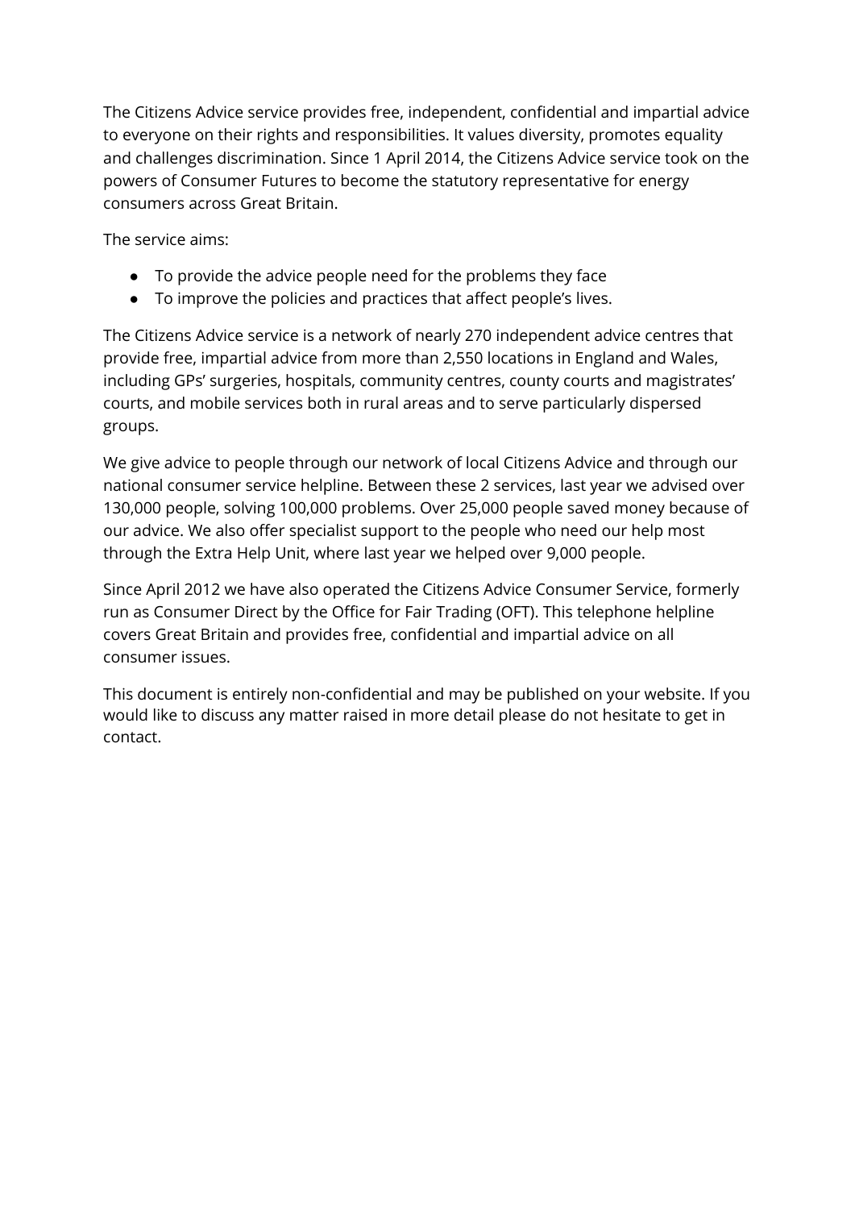The Citizens Advice service provides free, independent, confidential and impartial advice to everyone on their rights and responsibilities. It values diversity, promotes equality and challenges discrimination. Since 1 April 2014, the Citizens Advice service took on the powers of Consumer Futures to become the statutory representative for energy consumers across Great Britain.

The service aims:

- To provide the advice people need for the problems they face
- To improve the policies and practices that affect people's lives.

The Citizens Advice service is a network of nearly 270 independent advice centres that provide free, impartial advice from more than 2,550 locations in England and Wales, including GPs' surgeries, hospitals, community centres, county courts and magistrates' courts, and mobile services both in rural areas and to serve particularly dispersed groups.

We give advice to people through our network of local Citizens Advice and through our national consumer service helpline. Between these 2 services, last year we advised over 130,000 people, solving 100,000 problems. Over 25,000 people saved money because of our advice. We also offer specialist support to the people who need our help most through the Extra Help Unit, where last year we helped over 9,000 people.

Since April 2012 we have also operated the Citizens Advice Consumer Service, formerly run as Consumer Direct by the Office for Fair Trading (OFT). This telephone helpline covers Great Britain and provides free, confidential and impartial advice on all consumer issues.

This document is entirely non-confidential and may be published on your website. If you would like to discuss any matter raised in more detail please do not hesitate to get in contact.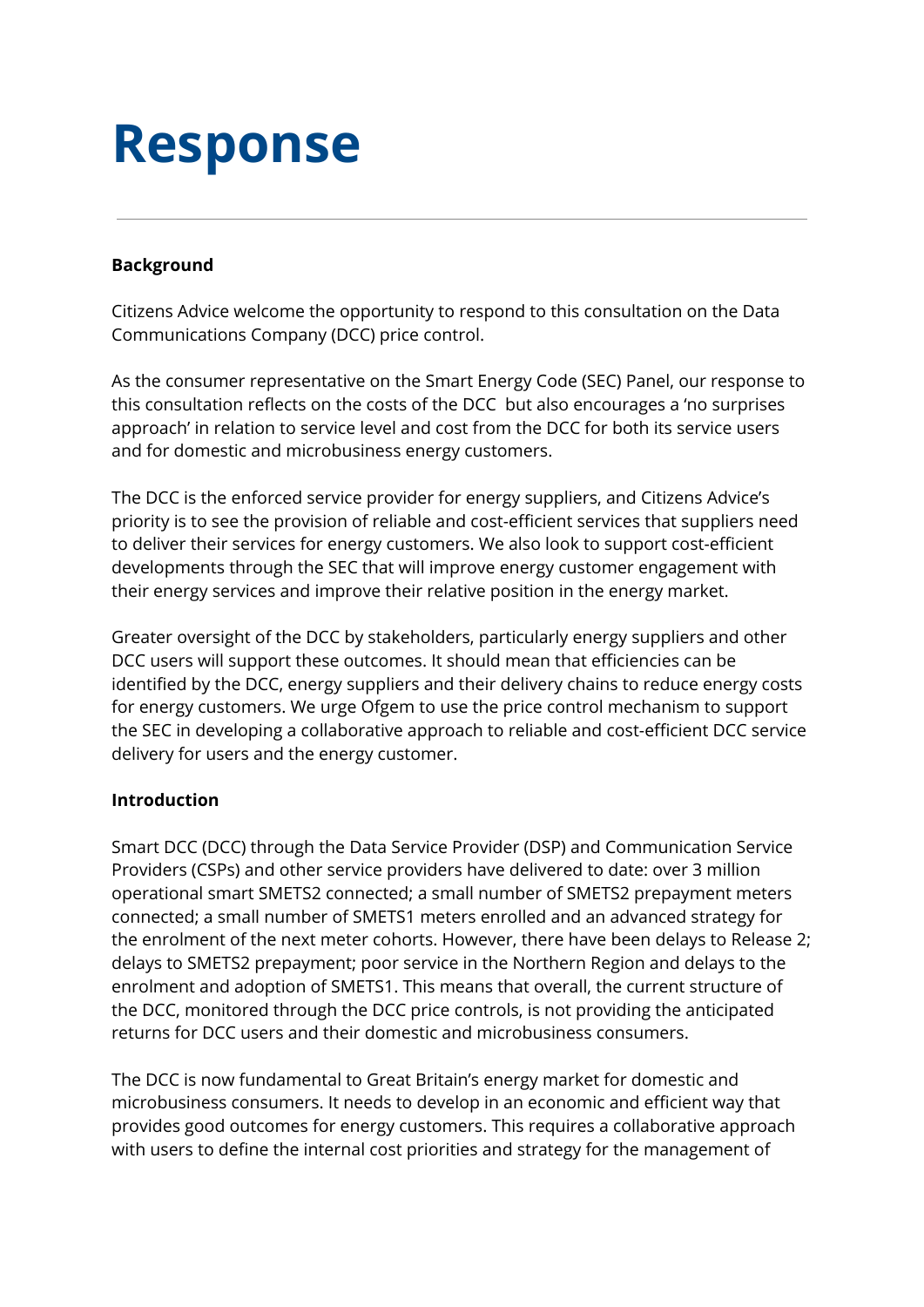# Response

**Background**

Citizens Advice welcome the opportunity to respond to this consultation on the Data Communications Company (DCC) price control.

As the consumer representative on the Smart Energy Code (SEC) Panel, our response to this consultation reflects on the costs of the DCC but also encourages a 'no surprises approach' in relation to service level and cost from the DCC for both its service users and for domestic and microbusiness energy customers.

The DCC is the enforced service provider for energy suppliers, and Citizens Advice's priority is to see the provision of reliable and cost-efficient services that suppliers need to deliver their services for energy customers. We also look to support cost-efficient developments through the SEC that will improve energy customer engagement with their energy services and improve their relative position in the energy market.

Greater oversight of the DCC by stakeholders, particularly energy suppliers and other DCC users will support these outcomes. It should mean that efficiencies can be identified by the DCC, energy suppliers and their delivery chains to reduce energy costs for energy customers. We urge Ofgem to use the price control mechanism to support the SEC in developing a collaborative approach to reliable and cost-efficient DCC service delivery for users and the energy customer.

**Introduction**

Smart DCC (DCC) through the Data Service Provider (DSP) and Communication Service Providers (CSPs) and other service providers have delivered to date: over 3 million operational smart SMETS2 connected; a small number of SMETS2 prepayment meters connected; a small number of SMETS1 meters enrolled and an advanced strategy for the enrolment of the next meter cohorts. However, there have been delays to Release 2; delays to SMETS2 prepayment; poor service in the Northern Region and delays to the enrolment and adoption of SMETS1. This means that overall, the current structure of the DCC, monitored through the DCC price controls, is not providing the anticipated returns for DCC users and their domestic and microbusiness consumers.

The DCC is now fundamental to Great Britain's energy market for domestic and microbusiness consumers. It needs to develop in an economic and efficient way that provides good outcomes for energy customers. This requires a collaborative approach with users to define the internal cost priorities and strategy for the management of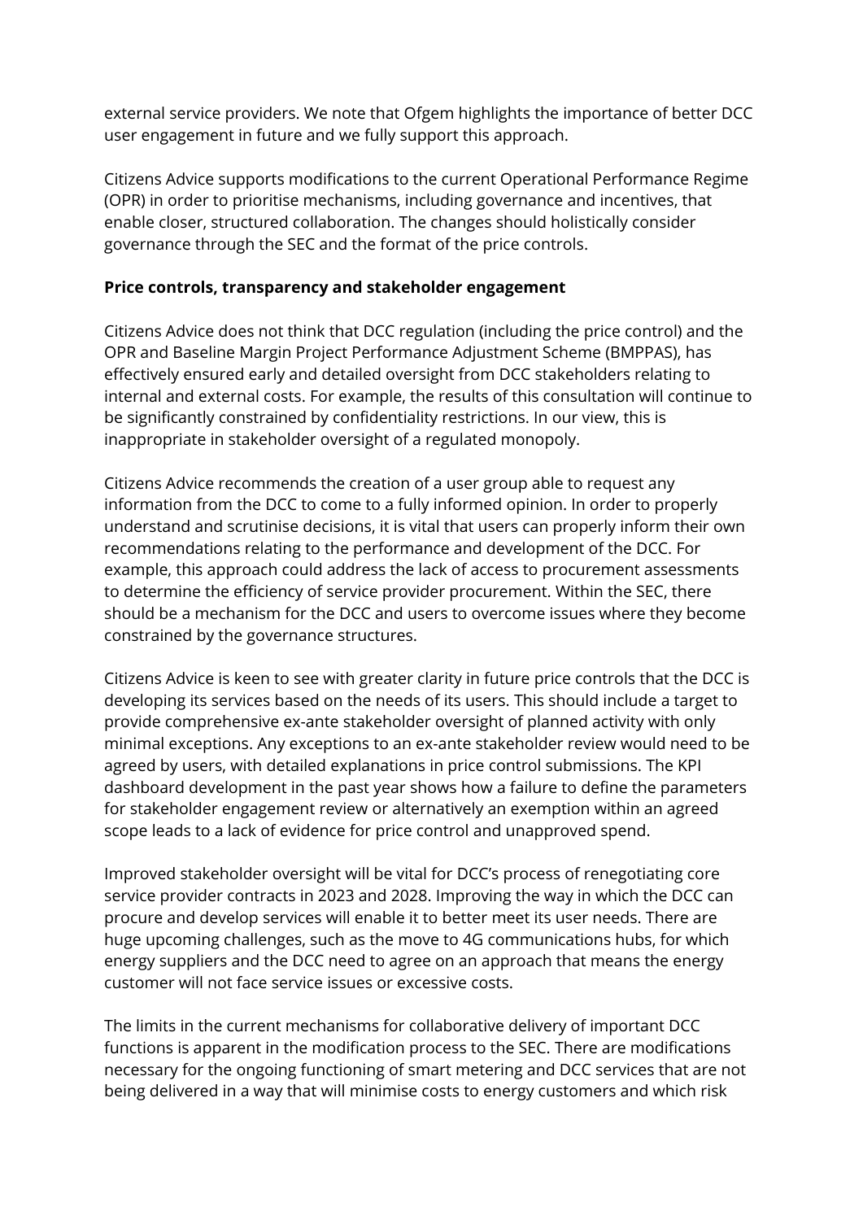external service providers. We note that Ofgem highlights the importance of better DCC user engagement in future and we fully support this approach.

Citizens Advice supports modifications to the current Operational Performance Regime (OPR) in order to prioritise mechanisms, including governance and incentives, that enable closer, structured collaboration. The changes should holistically consider governance through the SEC and the format of the price controls.

**Price controls, transparency and stakeholder engagement**

Citizens Advice does not think that DCC regulation (including the price control) and the OPR and Baseline Margin Project Performance Adjustment Scheme (BMPPAS), has effectively ensured early and detailed oversight from DCC stakeholders relating to internal and external costs. For example, the results of this consultation will continue to be significantly constrained by confidentiality restrictions. In our view, this is inappropriate in stakeholder oversight of a regulated monopoly.

Citizens Advice recommends the creation of a user group able to request any information from the DCC to come to a fully informed opinion. In order to properly understand and scrutinise decisions, it is vital that users can properly inform their own recommendations relating to the performance and development of the DCC. For example, this approach could address the lack of access to procurement assessments to determine the efficiency of service provider procurement. Within the SEC, there should be a mechanism for the DCC and users to overcome issues where they become constrained by the governance structures.

Citizens Advice is keen to see with greater clarity in future price controls that the DCC is developing its services based on the needs of its users. This should include a target to provide comprehensive ex-ante stakeholder oversight of planned activity with only minimal exceptions. Any exceptions to an ex-ante stakeholder review would need to be agreed by users, with detailed explanations in price control submissions. The KPI dashboard development in the past year shows how a failure to define the parameters for stakeholder engagement review or alternatively an exemption within an agreed scope leads to a lack of evidence for price control and unapproved spend.

Improved stakeholder oversight will be vital for DCC's process of renegotiating core service provider contracts in 2023 and 2028. Improving the way in which the DCC can procure and develop services will enable it to better meet its user needs. There are huge upcoming challenges, such as the move to 4G communications hubs, for which energy suppliers and the DCC need to agree on an approach that means the energy customer will not face service issues or excessive costs.

The limits in the current mechanisms for collaborative delivery of important DCC functions is apparent in the modification process to the SEC. There are modifications necessary for the ongoing functioning of smart metering and DCC services that are not being delivered in a way that will minimise costs to energy customers and which risk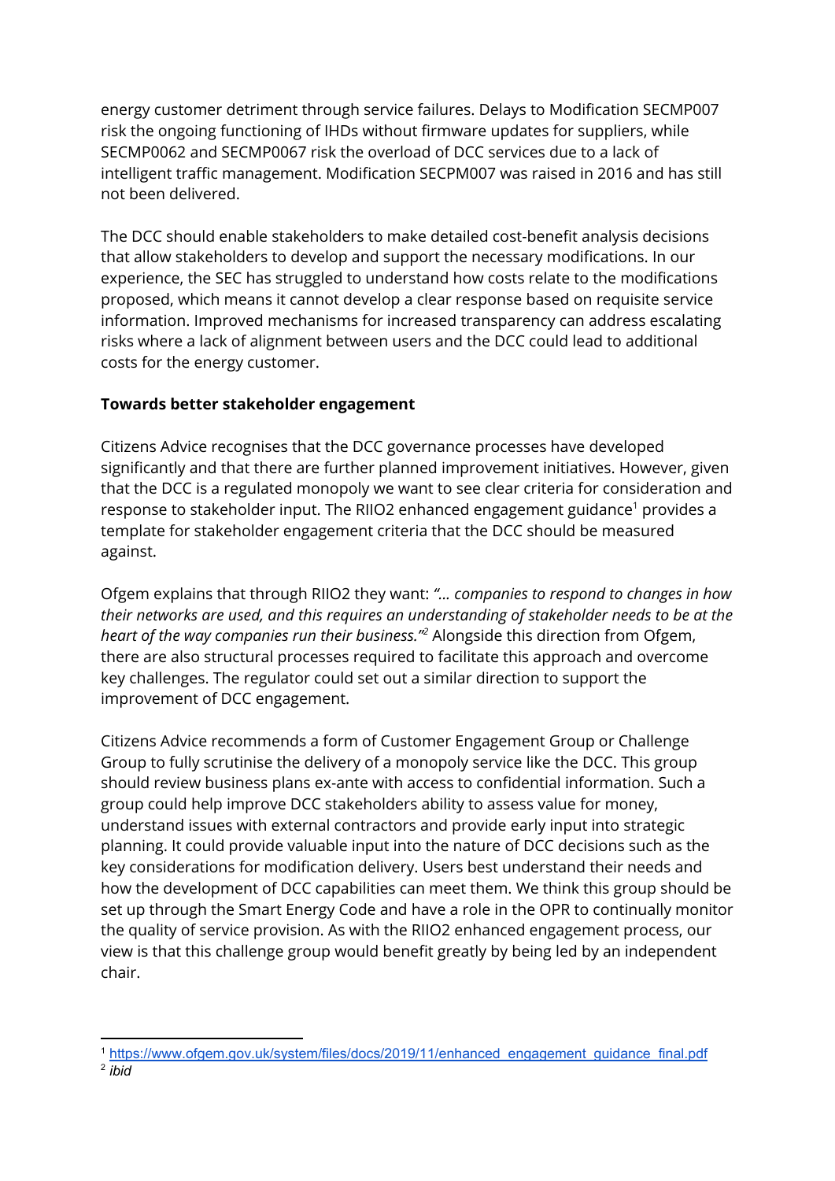energy customer detriment through service failures. Delays to Modification SECMP007 risk the ongoing functioning of IHDs without firmware updates for suppliers, while SECMP0062 and SECMP0067 risk the overload of DCC services due to a lack of intelligent traffic management. Modification SECPM007 was raised in 2016 and has still not been delivered.

The DCC should enable stakeholders to make detailed cost-benefit analysis decisions that allow stakeholders to develop and support the necessary modifications. In our experience, the SEC has struggled to understand how costs relate to the modifications proposed, which means it cannot develop a clear response based on requisite service information. Improved mechanisms for increased transparency can address escalating risks where a lack of alignment between users and the DCC could lead to additional costs for the energy customer.

**Towards better stakeholder engagement**

Citizens Advice recognises that the DCC governance processes have developed significantly and that there are further planned improvement initiatives. However, given that the DCC is a regulated monopoly we want to see clear criteria for consideration and response to stakeholder input. The RIIO2 enhanced engagement guidance[1] provides a template for stakeholder engagement criteria that the DCC should be measured against.

Ofgem explains that through RIIO2 they want: *"... companies to respond to changes in how their networks are used, and this requires an understanding of stakeholder needs to be at the heart of the way companies run their business."*[2] Alongside this direction from Ofgem, there are also structural processes required to facilitate this approach and overcome key challenges. The regulator could set out a similar direction to support the improvement of DCC engagement.

Citizens Advice recommends a form of Customer Engagement Group or Challenge Group to fully scrutinise the delivery of a monopoly service like the DCC. This group should review business plans ex-ante with access to confidential information. Such a group could help improve DCC stakeholders ability to assess value for money, understand issues with external contractors and provide early input into strategic planning. It could provide valuable input into the nature of DCC decisions such as the key considerations for modification delivery. Users best understand their needs and how the development of DCC capabilities can meet them. We think this group should be set up through the Smart Energy Code and have a role in the OPR to continually monitor the quality of service provision. As with the RIIO2 enhanced engagement process, our view is that this challenge group would benefit greatly by being led by an independent chair.

---

[1] https://www.ofgem.gov.uk/system/files/docs/2019/11/enhanced_engagement_guidance_final.pdf

[2] *ibid*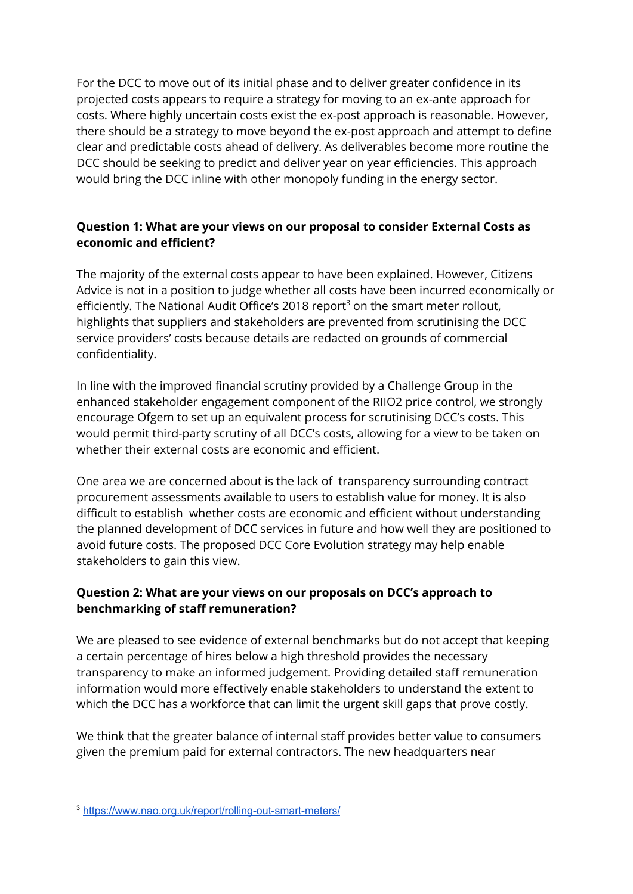For the DCC to move out of its initial phase and to deliver greater confidence in its projected costs appears to require a strategy for moving to an ex-ante approach for costs. Where highly uncertain costs exist the ex-post approach is reasonable. However, there should be a strategy to move beyond the ex-post approach and attempt to define clear and predictable costs ahead of delivery. As deliverables become more routine the DCC should be seeking to predict and deliver year on year efficiencies. This approach would bring the DCC inline with other monopoly funding in the energy sector.

**Question 1: What are your views on our proposal to consider External Costs as economic and efficient?**

The majority of the external costs appear to have been explained. However, Citizens Advice is not in a position to judge whether all costs have been incurred economically or efficiently. The National Audit Office's 2018 report[3] on the smart meter rollout, highlights that suppliers and stakeholders are prevented from scrutinising the DCC service providers' costs because details are redacted on grounds of commercial confidentiality.

In line with the improved financial scrutiny provided by a Challenge Group in the enhanced stakeholder engagement component of the RIIO2 price control, we strongly encourage Ofgem to set up an equivalent process for scrutinising DCC's costs. This would permit third-party scrutiny of all DCC's costs, allowing for a view to be taken on whether their external costs are economic and efficient.

One area we are concerned about is the lack of transparency surrounding contract procurement assessments available to users to establish value for money. It is also difficult to establish whether costs are economic and efficient without understanding the planned development of DCC services in future and how well they are positioned to avoid future costs. The proposed DCC Core Evolution strategy may help enable stakeholders to gain this view.

**Question 2: What are your views on our proposals on DCC's approach to benchmarking of staff remuneration?**

We are pleased to see evidence of external benchmarks but do not accept that keeping a certain percentage of hires below a high threshold provides the necessary transparency to make an informed judgement. Providing detailed staff remuneration information would more effectively enable stakeholders to understand the extent to which the DCC has a workforce that can limit the urgent skill gaps that prove costly.

We think that the greater balance of internal staff provides better value to consumers given the premium paid for external contractors. The new headquarters near

---

[3] https://www.nao.org.uk/report/rolling-out-smart-meters/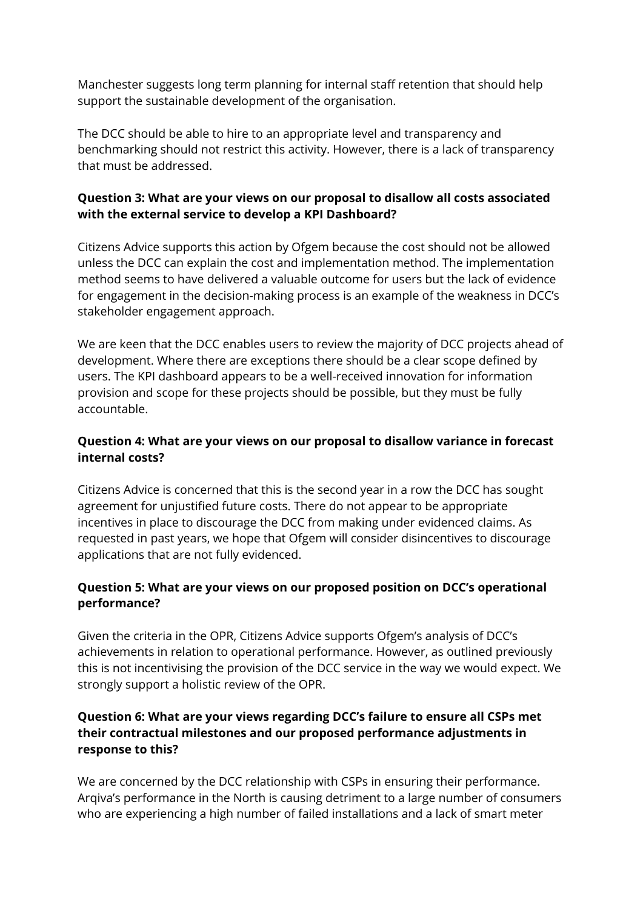Manchester suggests long term planning for internal staff retention that should help support the sustainable development of the organisation.

The DCC should be able to hire to an appropriate level and transparency and benchmarking should not restrict this activity. However, there is a lack of transparency that must be addressed.

**Question 3: What are your views on our proposal to disallow all costs associated with the external service to develop a KPI Dashboard?**

Citizens Advice supports this action by Ofgem because the cost should not be allowed unless the DCC can explain the cost and implementation method. The implementation method seems to have delivered a valuable outcome for users but the lack of evidence for engagement in the decision-making process is an example of the weakness in DCC's stakeholder engagement approach.

We are keen that the DCC enables users to review the majority of DCC projects ahead of development. Where there are exceptions there should be a clear scope defined by users. The KPI dashboard appears to be a well-received innovation for information provision and scope for these projects should be possible, but they must be fully accountable.

**Question 4: What are your views on our proposal to disallow variance in forecast internal costs?**

Citizens Advice is concerned that this is the second year in a row the DCC has sought agreement for unjustified future costs. There do not appear to be appropriate incentives in place to discourage the DCC from making under evidenced claims. As requested in past years, we hope that Ofgem will consider disincentives to discourage applications that are not fully evidenced.

**Question 5: What are your views on our proposed position on DCC's operational performance?**

Given the criteria in the OPR, Citizens Advice supports Ofgem's analysis of DCC's achievements in relation to operational performance. However, as outlined previously this is not incentivising the provision of the DCC service in the way we would expect. We strongly support a holistic review of the OPR.

**Question 6: What are your views regarding DCC's failure to ensure all CSPs met their contractual milestones and our proposed performance adjustments in response to this?**

We are concerned by the DCC relationship with CSPs in ensuring their performance. Arqiva's performance in the North is causing detriment to a large number of consumers who are experiencing a high number of failed installations and a lack of smart meter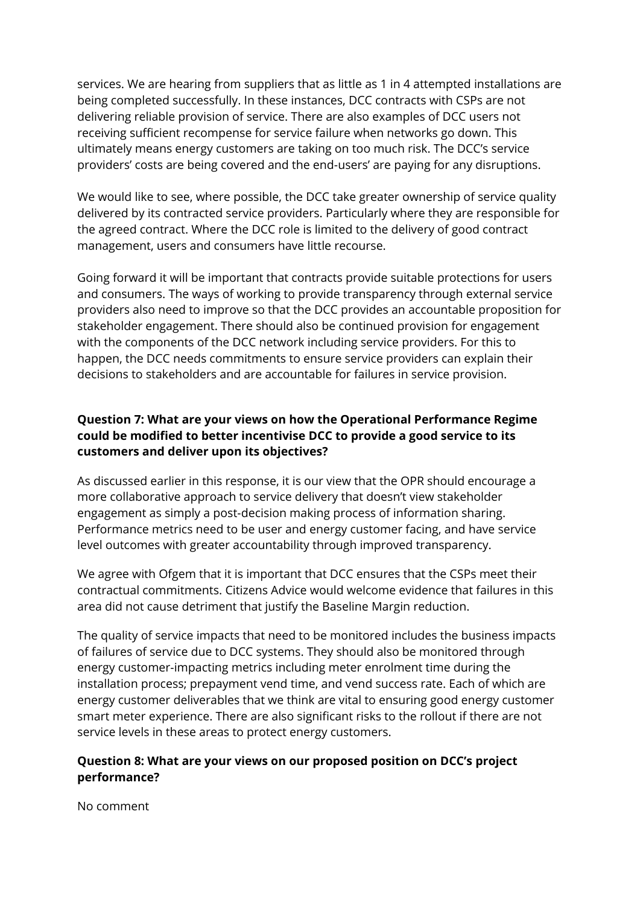services. We are hearing from suppliers that as little as 1 in 4 attempted installations are being completed successfully. In these instances, DCC contracts with CSPs are not delivering reliable provision of service. There are also examples of DCC users not receiving sufficient recompense for service failure when networks go down. This ultimately means energy customers are taking on too much risk. The DCC's service providers' costs are being covered and the end-users' are paying for any disruptions.

We would like to see, where possible, the DCC take greater ownership of service quality delivered by its contracted service providers. Particularly where they are responsible for the agreed contract. Where the DCC role is limited to the delivery of good contract management, users and consumers have little recourse.

Going forward it will be important that contracts provide suitable protections for users and consumers. The ways of working to provide transparency through external service providers also need to improve so that the DCC provides an accountable proposition for stakeholder engagement. There should also be continued provision for engagement with the components of the DCC network including service providers. For this to happen, the DCC needs commitments to ensure service providers can explain their decisions to stakeholders and are accountable for failures in service provision.

**Question 7: What are your views on how the Operational Performance Regime could be modified to better incentivise DCC to provide a good service to its customers and deliver upon its objectives?**

As discussed earlier in this response, it is our view that the OPR should encourage a more collaborative approach to service delivery that doesn't view stakeholder engagement as simply a post-decision making process of information sharing. Performance metrics need to be user and energy customer facing, and have service level outcomes with greater accountability through improved transparency.

We agree with Ofgem that it is important that DCC ensures that the CSPs meet their contractual commitments. Citizens Advice would welcome evidence that failures in this area did not cause detriment that justify the Baseline Margin reduction.

The quality of service impacts that need to be monitored includes the business impacts of failures of service due to DCC systems. They should also be monitored through energy customer-impacting metrics including meter enrolment time during the installation process; prepayment vend time, and vend success rate. Each of which are energy customer deliverables that we think are vital to ensuring good energy customer smart meter experience. There are also significant risks to the rollout if there are not service levels in these areas to protect energy customers.

**Question 8: What are your views on our proposed position on DCC's project performance?**

No comment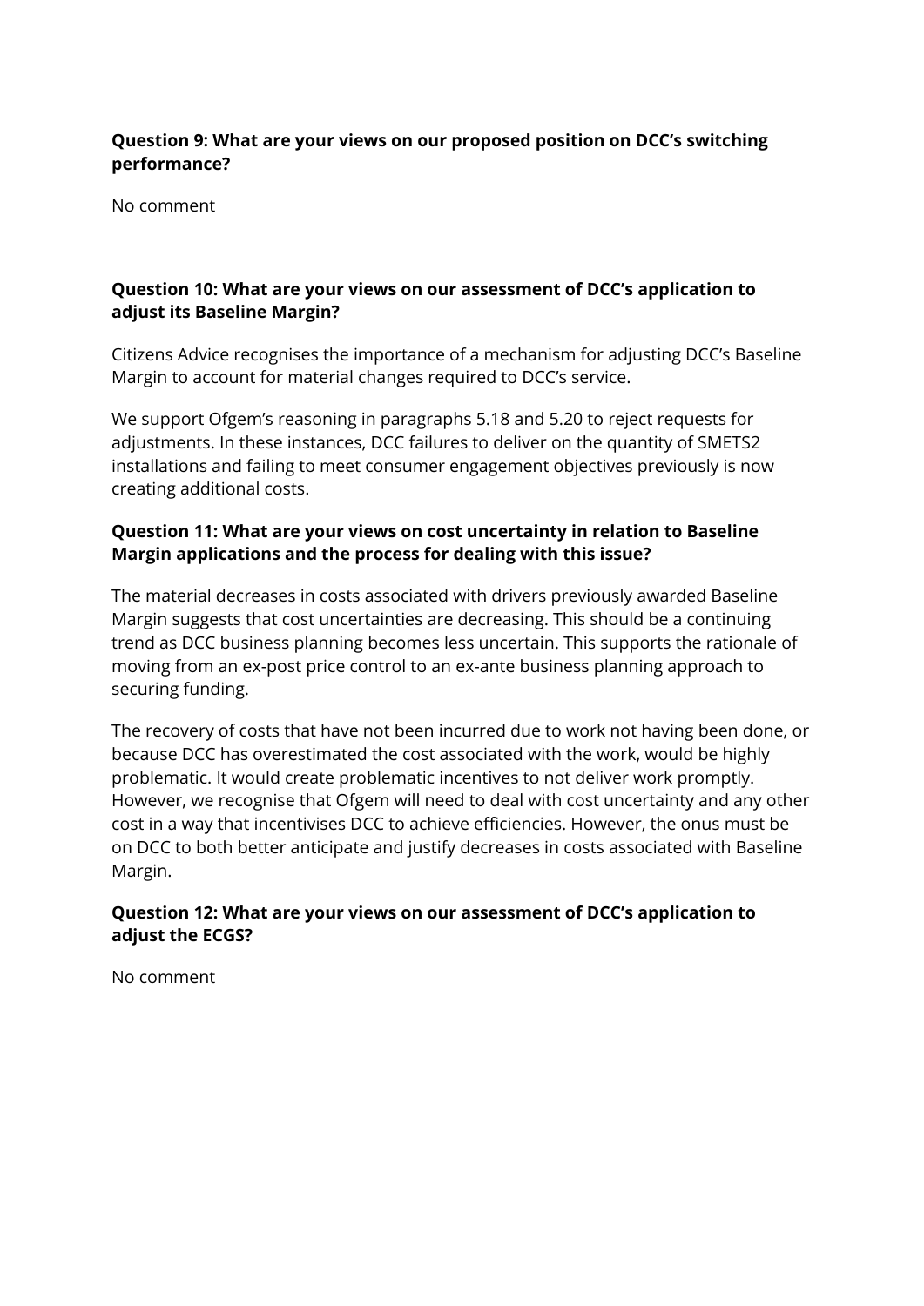**Question 9: What are your views on our proposed position on DCC's switching performance?**

No comment

**Question 10: What are your views on our assessment of DCC's application to adjust its Baseline Margin?**

Citizens Advice recognises the importance of a mechanism for adjusting DCC's Baseline Margin to account for material changes required to DCC's service.

We support Ofgem's reasoning in paragraphs 5.18 and 5.20 to reject requests for adjustments. In these instances, DCC failures to deliver on the quantity of SMETS2 installations and failing to meet consumer engagement objectives previously is now creating additional costs.

**Question 11: What are your views on cost uncertainty in relation to Baseline Margin applications and the process for dealing with this issue?**

The material decreases in costs associated with drivers previously awarded Baseline Margin suggests that cost uncertainties are decreasing. This should be a continuing trend as DCC business planning becomes less uncertain. This supports the rationale of moving from an ex-post price control to an ex-ante business planning approach to securing funding.

The recovery of costs that have not been incurred due to work not having been done, or because DCC has overestimated the cost associated with the work, would be highly problematic. It would create problematic incentives to not deliver work promptly. However, we recognise that Ofgem will need to deal with cost uncertainty and any other cost in a way that incentivises DCC to achieve efficiencies. However, the onus must be on DCC to both better anticipate and justify decreases in costs associated with Baseline Margin.

**Question 12: What are your views on our assessment of DCC's application to adjust the ECGS?**

No comment